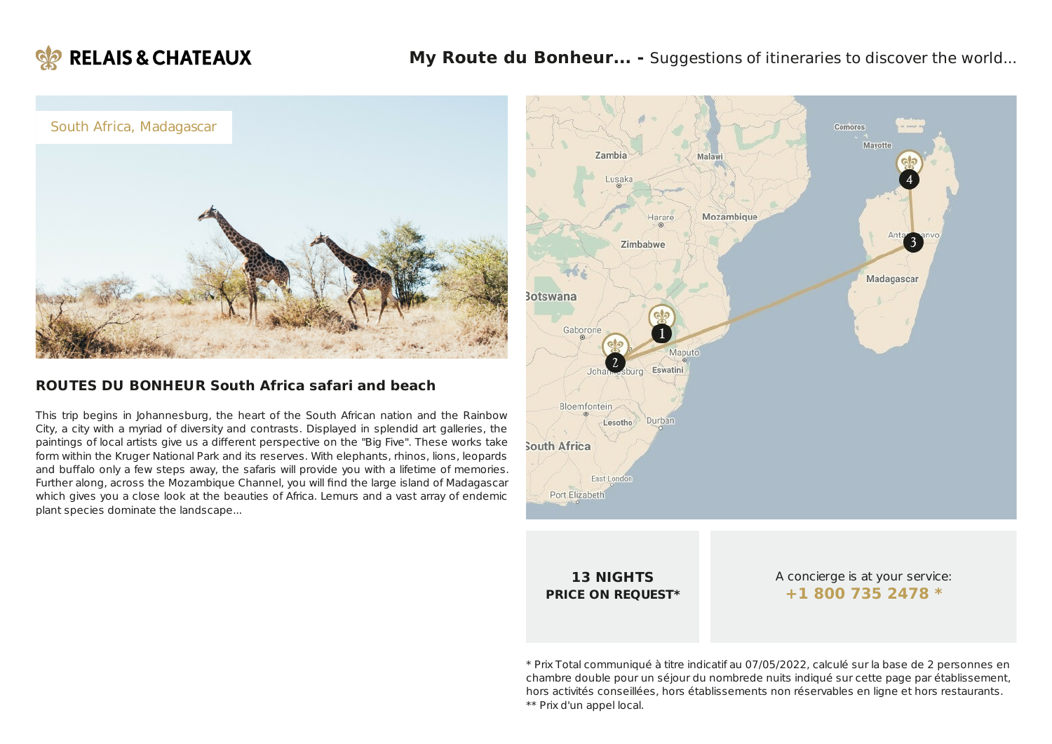RELAIS & CHATEAUX

**My Route du Bonheur... -** Suggestions of itineraries to discover the world...

South Africa, Madagascar

## ROUTES DU BONHEUR South Africa safari and beach

This trip begins in Johannesburg, the heart of the South African nation and the Rainbow City, a city with a myriad of diversity and contrasts. Displayed in splendid art galleries, the paintings of local artists give us a different perspective on the "Big Five". These works take form within the Kruger National Park and its reserves. With elephants, rhinos, lions, leopards and buffalo only a few steps away, the safaris will provide you with a lifetime of memories. Further along, across the Mozambique Channel, you will find the large island of Madagascar which gives you a close look at the beauties of Africa. Lemurs and a vast array of endemic plant species dominate the landscape...

**13 NIGHTS**
**PRICE ON REQUEST***

A concierge is at your service:
**+1 800 735 2478 ***

* Prix Total communiqué à titre indicatif au 07/05/2022, calculé sur la base de 2 personnes en chambre double pour un séjour du nombrede nuits indiqué sur cette page par établissement, hors activités conseillées, hors établissements non réservables en ligne et hors restaurants.
** Prix d'un appel local.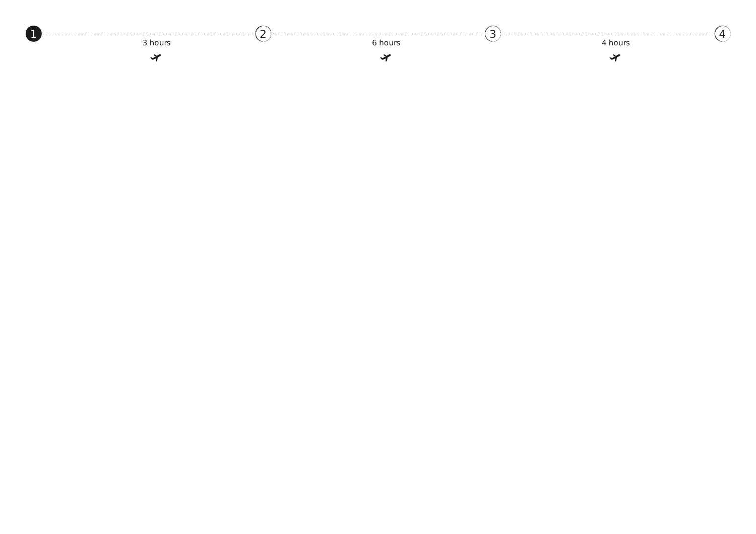1 — 3 hours ✈ — 2 — 6 hours ✈ — 3 — 4 hours ✈ — 4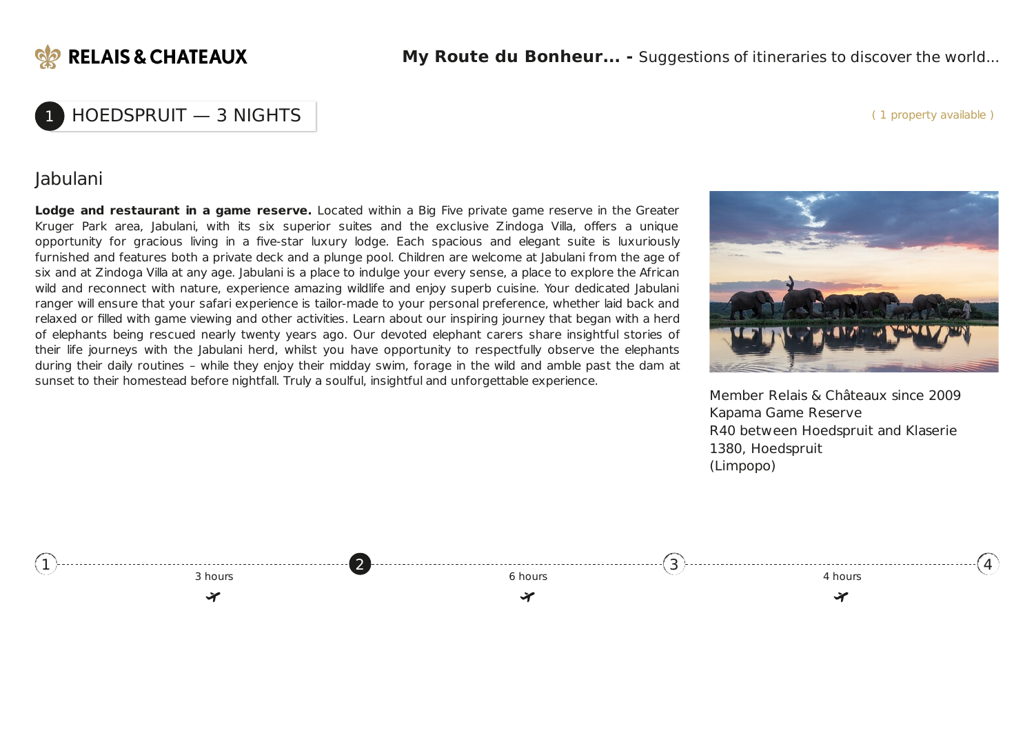## 1 HOEDSPRUIT — 3 NIGHTS

( 1 property available )

### Jabulani

**Lodge and restaurant in a game reserve.** Located within a Big Five private game reserve in the Greater Kruger Park area, Jabulani, with its six superior suites and the exclusive Zindoga Villa, offers a unique opportunity for gracious living in a five-star luxury lodge. Each spacious and elegant suite is luxuriously furnished and features both a private deck and a plunge pool. Children are welcome at Jabulani from the age of six and at Zindoga Villa at any age. Jabulani is a place to indulge your every sense, a place to explore the African wild and reconnect with nature, experience amazing wildlife and enjoy superb cuisine. Your dedicated Jabulani ranger will ensure that your safari experience is tailor-made to your personal preference, whether laid back and relaxed or filled with game viewing and other activities. Learn about our inspiring journey that began with a herd of elephants being rescued nearly twenty years ago. Our devoted elephant carers share insightful stories of their life journeys with the Jabulani herd, whilst you have opportunity to respectfully observe the elephants during their daily routines – while they enjoy their midday swim, forage in the wild and amble past the dam at sunset to their homestead before nightfall. Truly a soulful, insightful and unforgettable experience.

Member Relais & Châteaux since 2009
Kapama Game Reserve
R40 between Hoedspruit and Klaserie
1380, Hoedspruit
(Limpopo)

1 — 3 hours — 2 — 6 hours — 3 — 4 hours — 4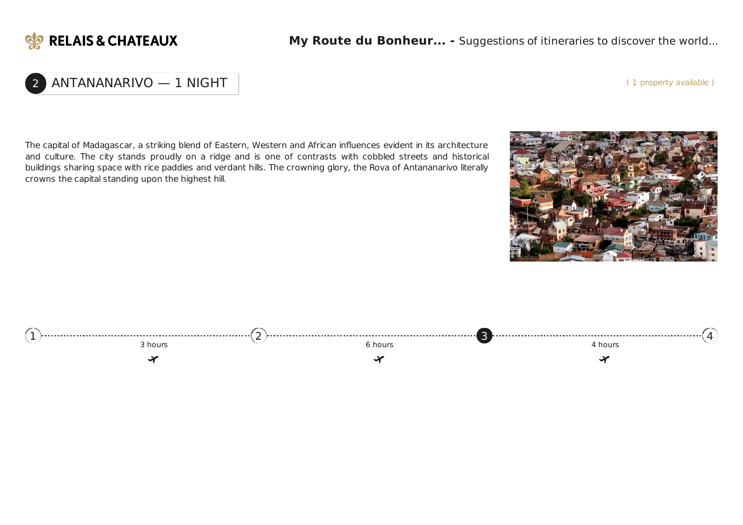## 2 ANTANANARIVO — 1 NIGHT

( 1 property available )

The capital of Madagascar, a striking blend of Eastern, Western and African influences evident in its architecture and culture. The city stands proudly on a ridge and is one of contrasts with cobbled streets and historical buildings sharing space with rice paddies and verdant hills. The crowning glory, the Rova of Antananarivo literally crowns the capital standing upon the highest hill.

1 — 3 hours ✈ — 2 — 6 hours ✈ — 3 — 4 hours ✈ — 4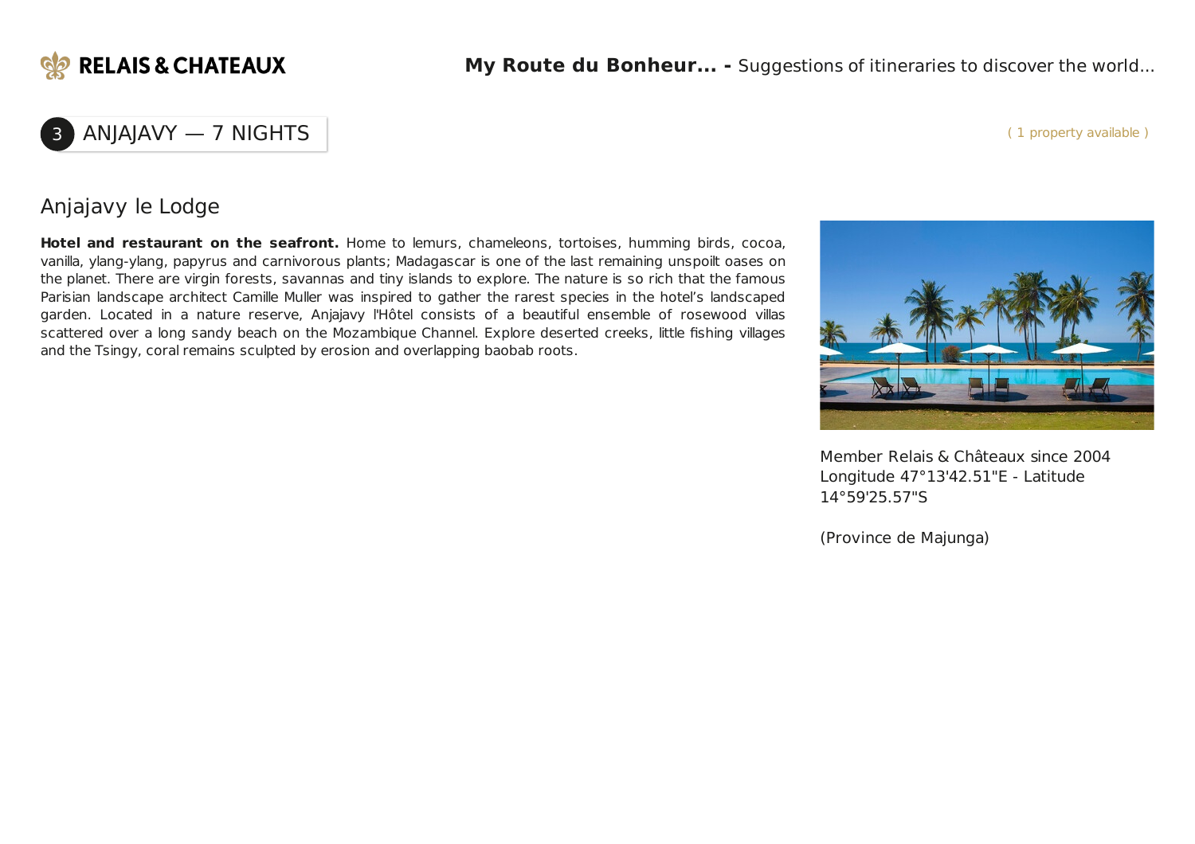## 3 ANJAJAVY — 7 NIGHTS

( 1 property available )

### Anjajavy le Lodge

**Hotel and restaurant on the seafront.** Home to lemurs, chameleons, tortoises, humming birds, cocoa, vanilla, ylang-ylang, papyrus and carnivorous plants; Madagascar is one of the last remaining unspoilt oases on the planet. There are virgin forests, savannas and tiny islands to explore. The nature is so rich that the famous Parisian landscape architect Camille Muller was inspired to gather the rarest species in the hotel’s landscaped garden. Located in a nature reserve, Anjajavy l'Hôtel consists of a beautiful ensemble of rosewood villas scattered over a long sandy beach on the Mozambique Channel. Explore deserted creeks, little fishing villages and the Tsingy, coral remains sculpted by erosion and overlapping baobab roots.

Member Relais & Châteaux since 2004
Longitude 47°13'42.51"E - Latitude 14°59'25.57"S

(Province de Majunga)